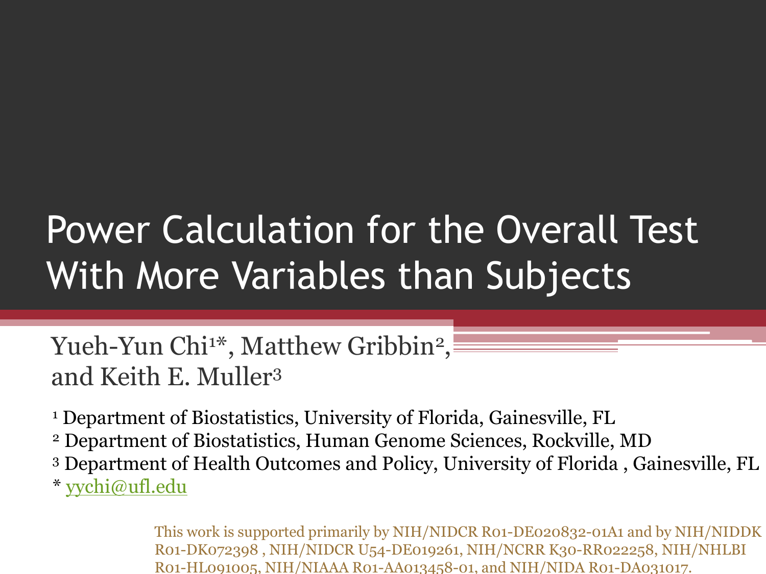# Power Calculation for the Overall Test With More Variables than Subjects

Yueh-Yun Chi[1*], Matthew Gribbin[2], and Keith E. Muller[3]

[1] Department of Biostatistics, University of Florida, Gainesville, FL
[2] Department of Biostatistics, Human Genome Sciences, Rockville, MD
[3] Department of Health Outcomes and Policy, University of Florida , Gainesville, FL
* yychi@ufl.edu

This work is supported primarily by NIH/NIDCR R01-DE020832-01A1 and by NIH/NIDDK R01-DK072398 , NIH/NIDCR U54-DE019261, NIH/NCRR K30-RR022258, NIH/NHLBI R01-HL091005, NIH/NIAAA R01-AA013458-01, and NIH/NIDA R01-DA031017.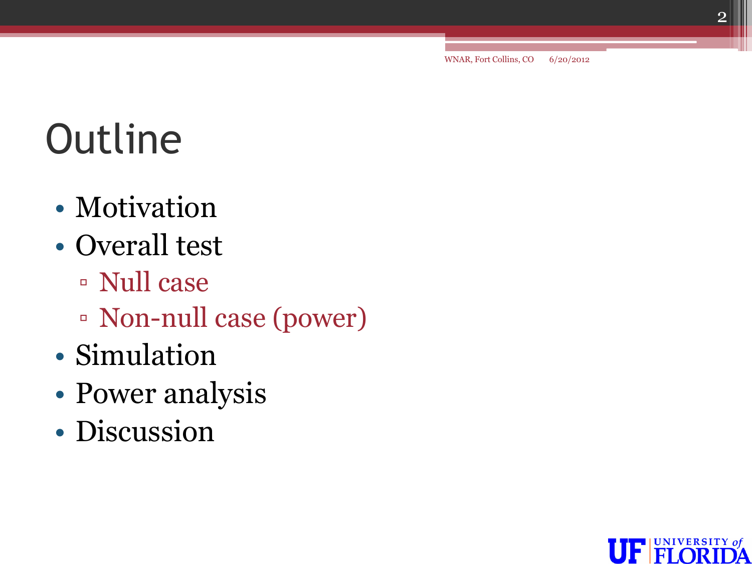# Outline

- Motivation
- Overall test
  - Null case
  - Non-null case (power)
- Simulation
- Power analysis
- Discussion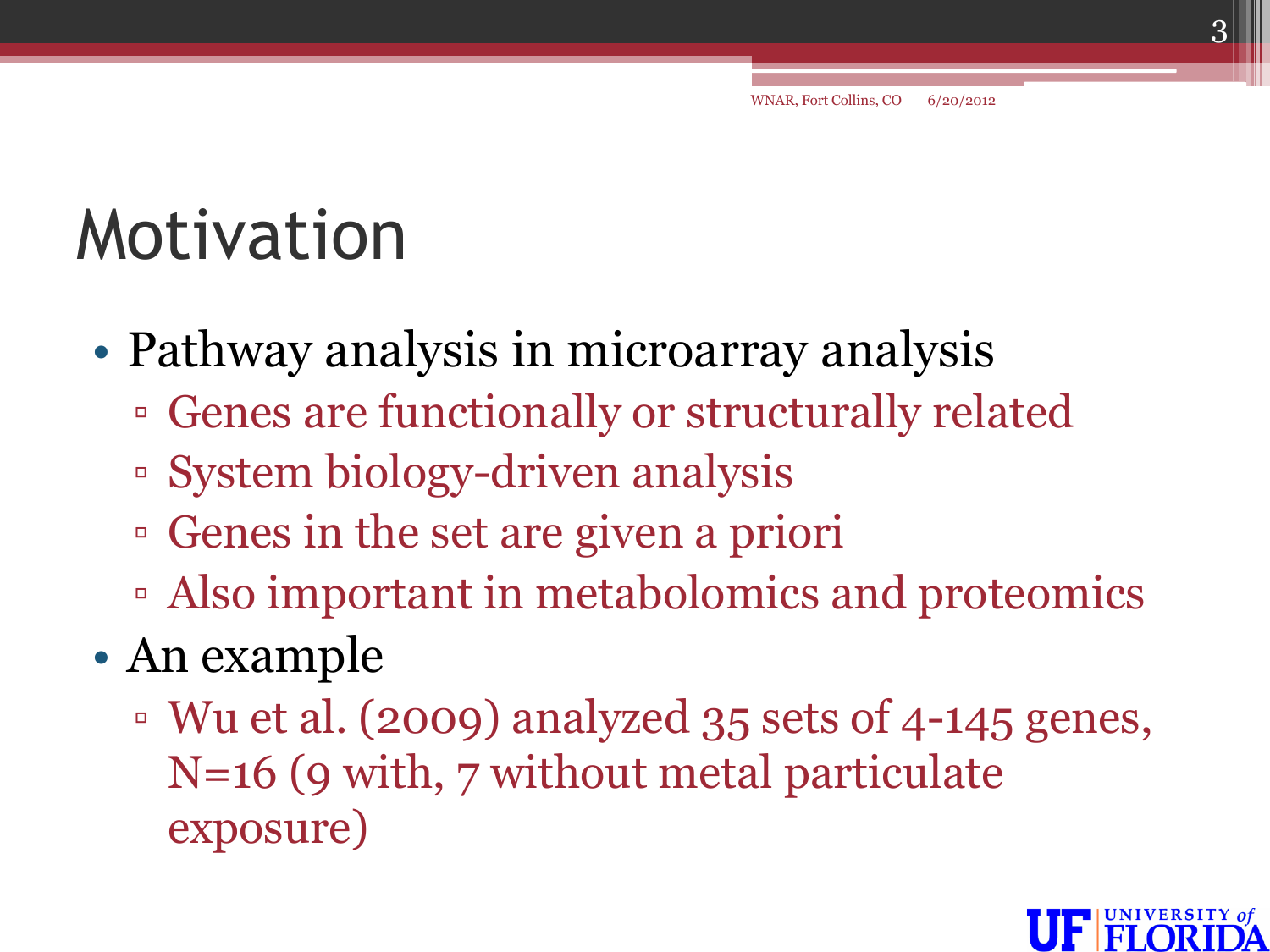# Motivation

- Pathway analysis in microarray analysis
  - Genes are functionally or structurally related
  - System biology-driven analysis
  - Genes in the set are given a priori
  - Also important in metabolomics and proteomics
- An example
  - Wu et al. (2009) analyzed 35 sets of 4-145 genes, N=16 (9 with, 7 without metal particulate exposure)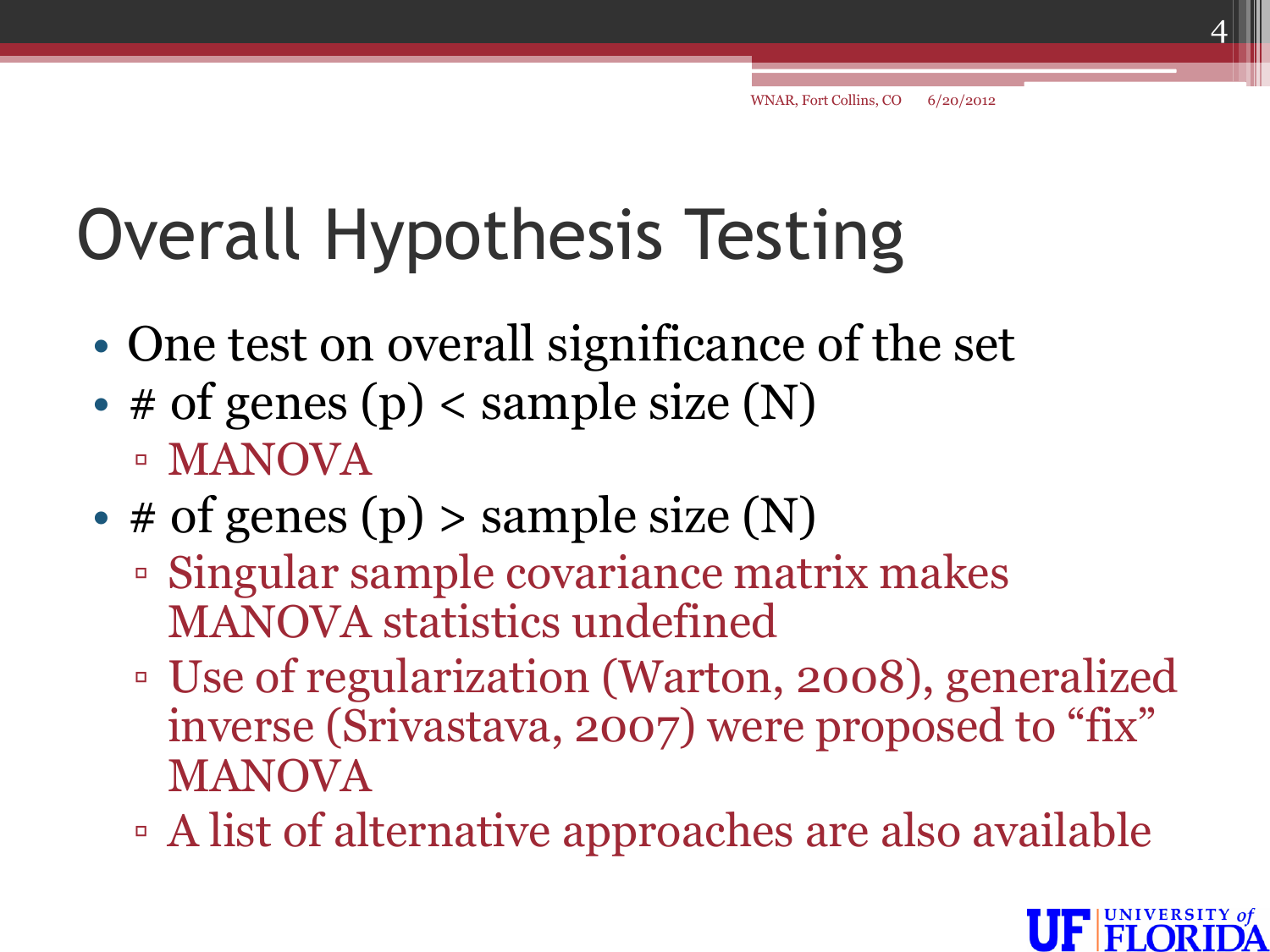# Overall Hypothesis Testing

- One test on overall significance of the set
- # of genes (p) < sample size (N)
  - MANOVA
- # of genes (p) > sample size (N)
  - Singular sample covariance matrix makes MANOVA statistics undefined
  - Use of regularization (Warton, 2008), generalized inverse (Srivastava, 2007) were proposed to "fix" MANOVA
  - A list of alternative approaches are also available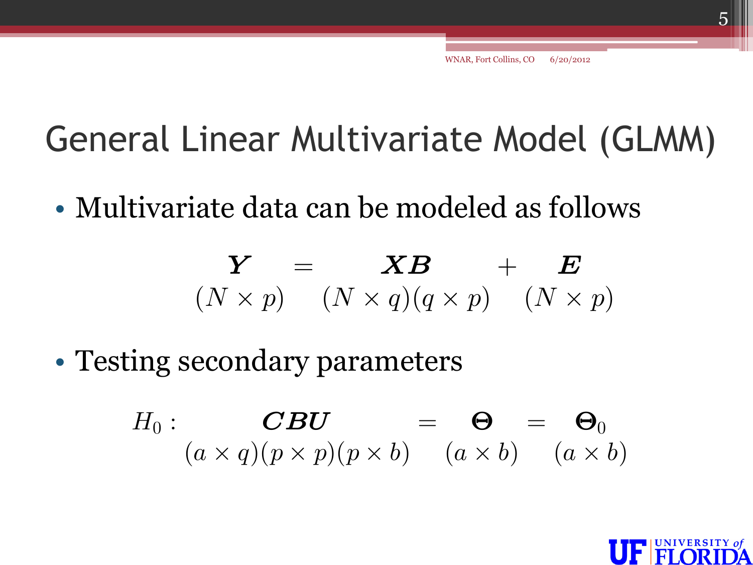# General Linear Multivariate Model (GLMM)

- Multivariate data can be modeled as follows

$$\underset{(N \times p)}{\boldsymbol{Y}} = \underset{(N \times q)(q \times p)}{\boldsymbol{X}\boldsymbol{B}} + \underset{(N \times p)}{\boldsymbol{E}}$$

- Testing secondary parameters

$$H_0 : \underset{(a \times q)(p \times p)(p \times b)}{\boldsymbol{C}\boldsymbol{B}\boldsymbol{U}} = \underset{(a \times b)}{\boldsymbol{\Theta}} = \underset{(a \times b)}{\boldsymbol{\Theta}_0}$$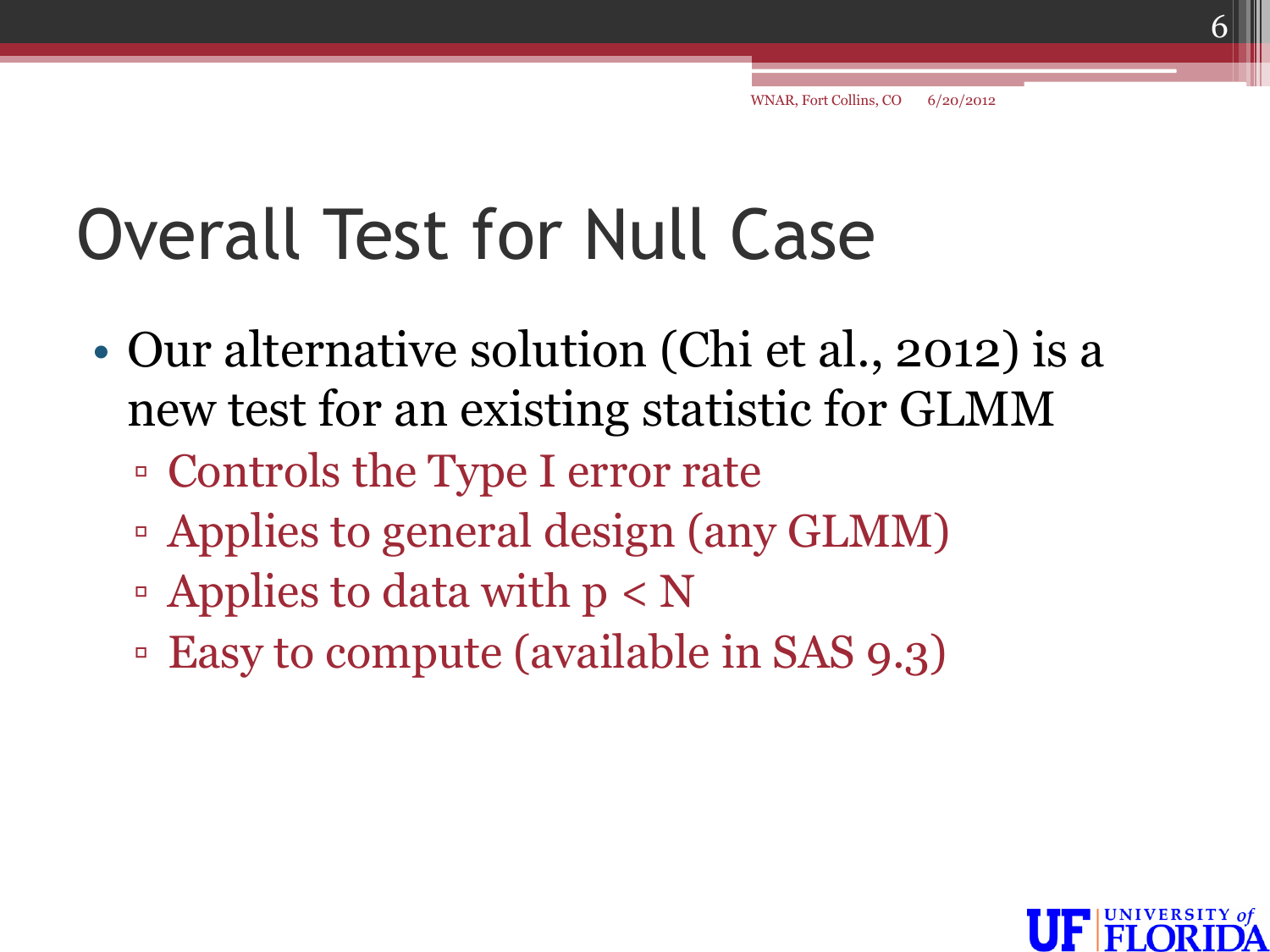# Overall Test for Null Case

- Our alternative solution (Chi et al., 2012) is a new test for an existing statistic for GLMM
  - Controls the Type I error rate
  - Applies to general design (any GLMM)
  - Applies to data with $p < N$
  - Easy to compute (available in SAS 9.3)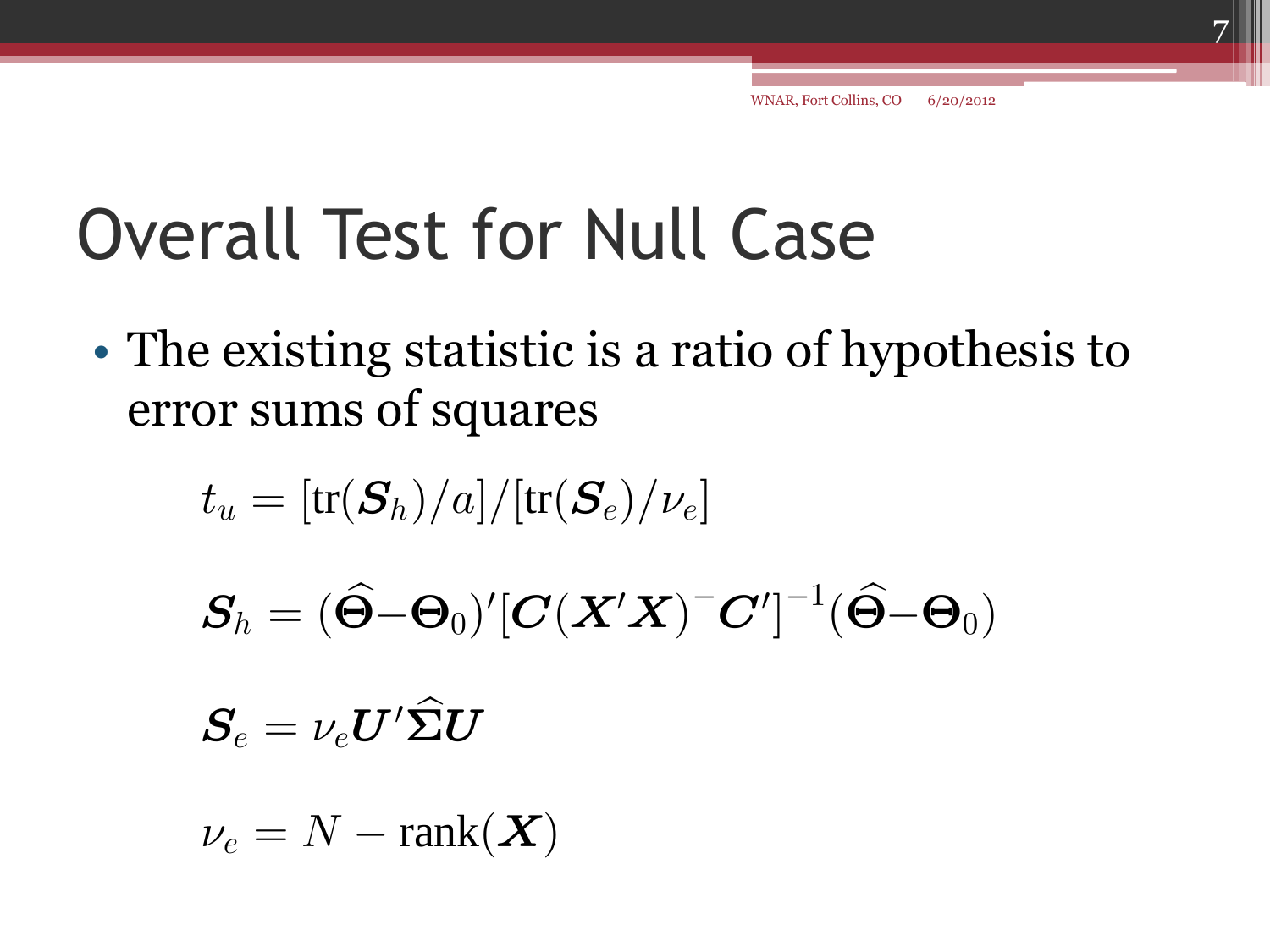# Overall Test for Null Case

- The existing statistic is a ratio of hypothesis to error sums of squares

$$t_u = [\text{tr}(\boldsymbol{S}_h)/a]/[\text{tr}(\boldsymbol{S}_e)/\nu_e]$$

$$\boldsymbol{S}_h = (\widehat{\boldsymbol{\Theta}}-\boldsymbol{\Theta}_0)'[\boldsymbol{C}(\boldsymbol{X}'\boldsymbol{X})^{-}\boldsymbol{C}']^{-1}(\widehat{\boldsymbol{\Theta}}-\boldsymbol{\Theta}_0)$$

$$\boldsymbol{S}_e = \nu_e \boldsymbol{U}'\widehat{\boldsymbol{\Sigma}}\boldsymbol{U}$$

$$\nu_e = N - \text{rank}(\boldsymbol{X})$$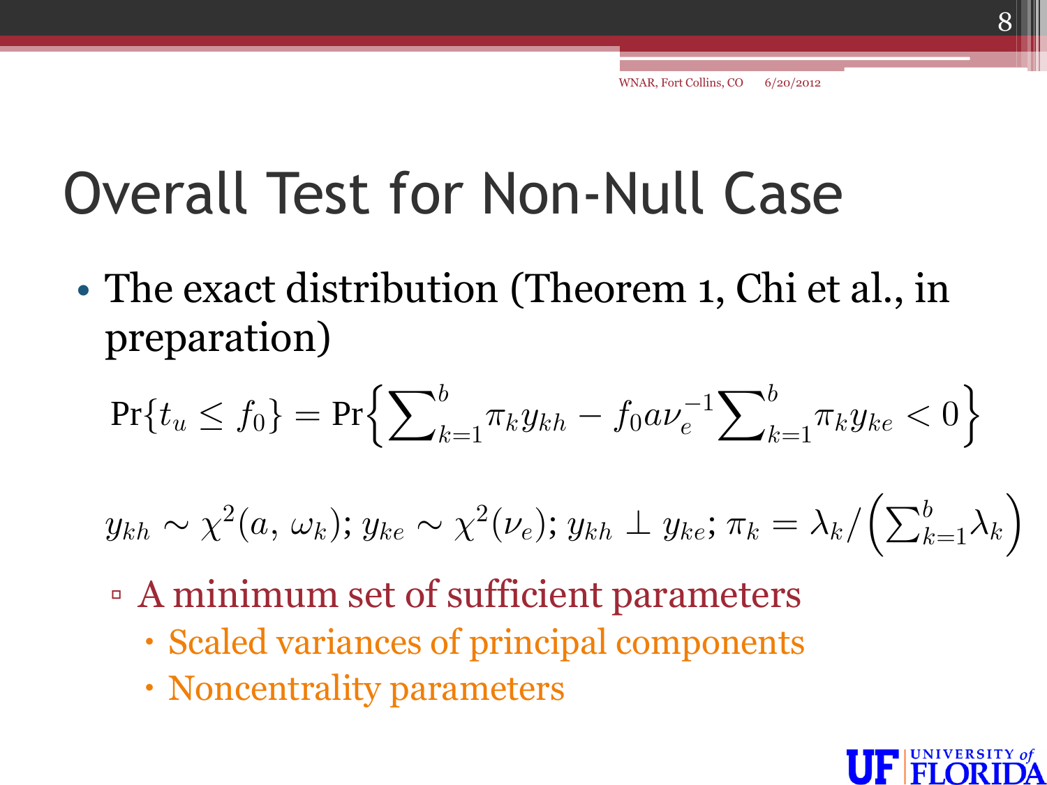# Overall Test for Non-Null Case

- The exact distribution (Theorem 1, Chi et al., in preparation)

$$\Pr\{t_u \leq f_0\} = \Pr\Big\{\sum_{k=1}^{b} \pi_k y_{kh} - f_0 a \nu_e^{-1} \sum_{k=1}^{b} \pi_k y_{ke} < 0\Big\}$$

$$y_{kh} \sim \chi^2(a, \omega_k);\ y_{ke} \sim \chi^2(\nu_e);\ y_{kh} \perp y_{ke};\ \pi_k = \lambda_k / \left(\sum_{k=1}^{b} \lambda_k\right)$$

  - A minimum set of sufficient parameters
    - Scaled variances of principal components
    - Noncentrality parameters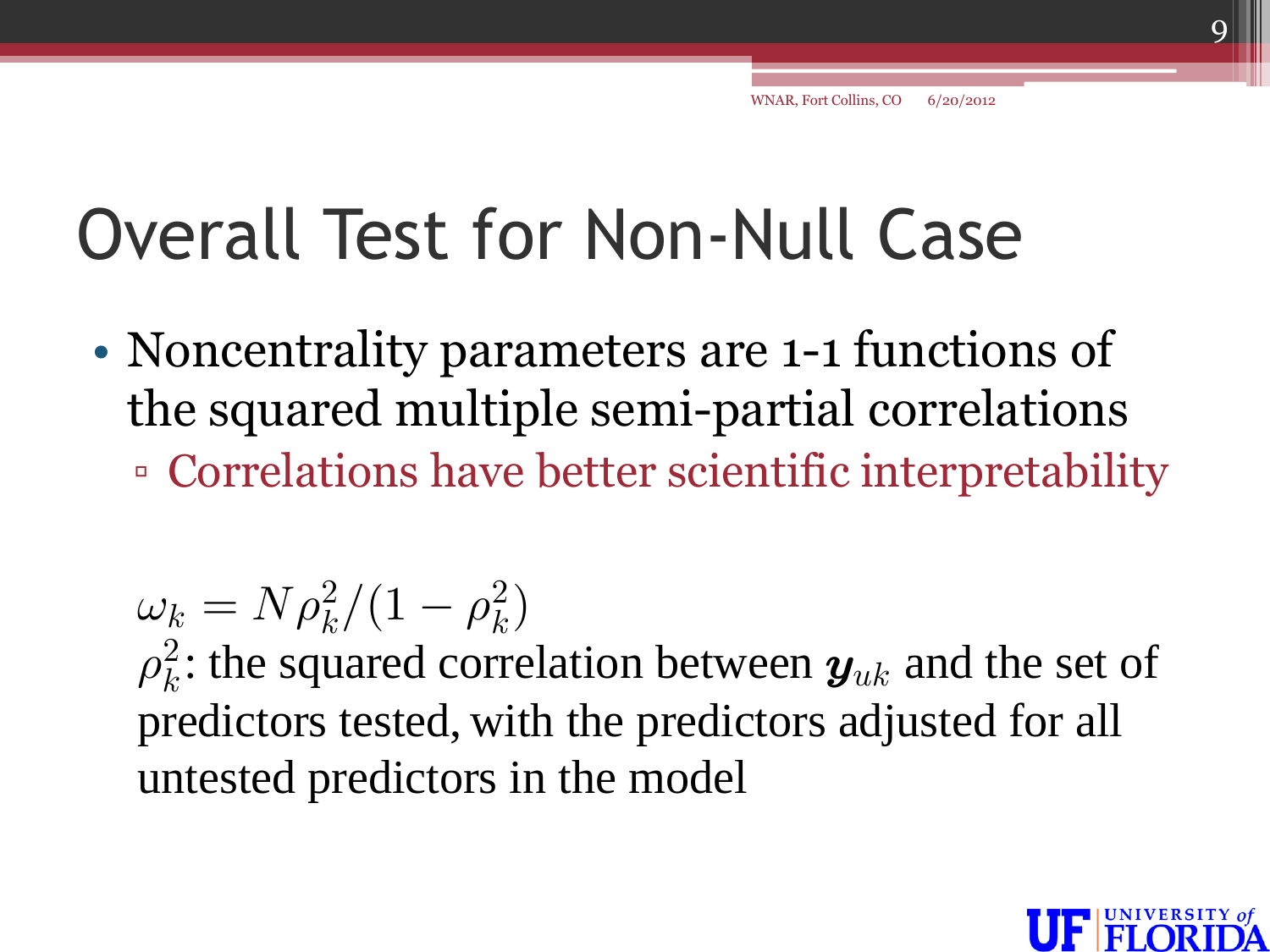# Overall Test for Non-Null Case

- Noncentrality parameters are 1-1 functions of the squared multiple semi-partial correlations
  - Correlations have better scientific interpretability

$\omega_k = N\rho_k^2/(1-\rho_k^2)$

$\rho_k^2$: the squared correlation between $\boldsymbol{y}_{uk}$ and the set of predictors tested, with the predictors adjusted for all untested predictors in the model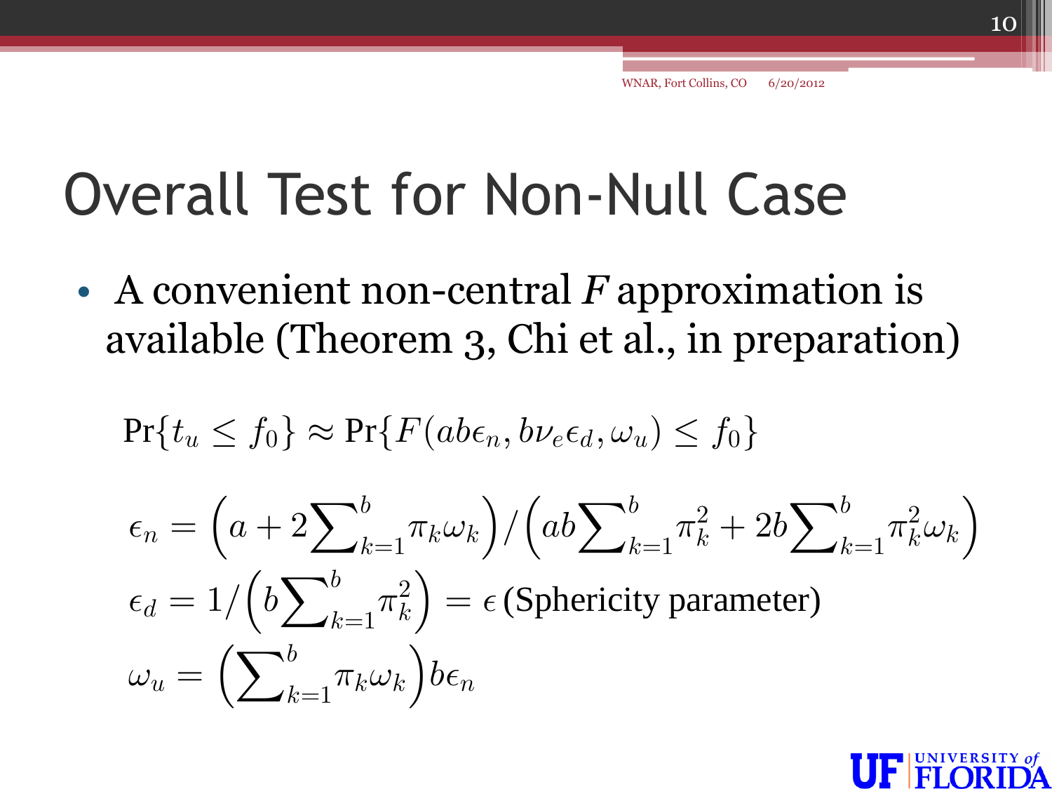# Overall Test for Non-Null Case

- A convenient non-central *F* approximation is available (Theorem 3, Chi et al., in preparation)

$$\Pr\{t_u \leq f_0\} \approx \Pr\{F(ab\epsilon_n, b\nu_e\epsilon_d, \omega_u) \leq f_0\}$$

$$\epsilon_n = \left(a + 2\sum_{k=1}^{b}\pi_k\omega_k\right) / \left(ab\sum_{k=1}^{b}\pi_k^2 + 2b\sum_{k=1}^{b}\pi_k^2\omega_k\right)$$

$$\epsilon_d = 1/\left(b\sum_{k=1}^{b}\pi_k^2\right) = \epsilon \text{ (Sphericity parameter)}$$

$$\omega_u = \left(\sum_{k=1}^{b}\pi_k\omega_k\right)b\epsilon_n$$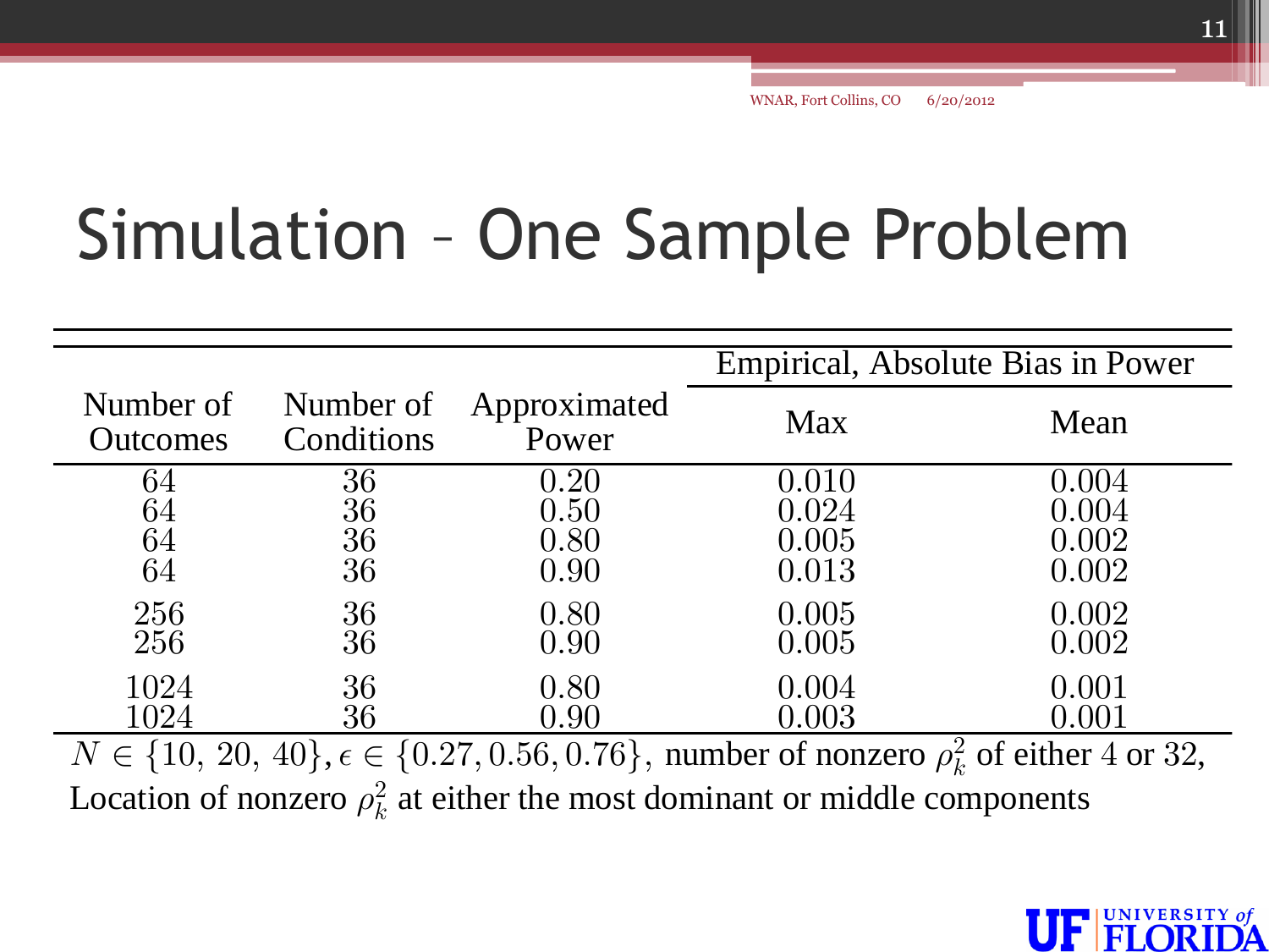# Simulation – One Sample Problem

| Number of Outcomes | Number of Conditions | Approximated Power | Empirical, Absolute Bias in Power | |
|---|---|---|---|---|
| | | | Max | Mean |
| 64 | 36 | 0.20 | 0.010 | 0.004 |
| 64 | 36 | 0.50 | 0.024 | 0.004 |
| 64 | 36 | 0.80 | 0.005 | 0.002 |
| 64 | 36 | 0.90 | 0.013 | 0.002 |
| 256 | 36 | 0.80 | 0.005 | 0.002 |
| 256 | 36 | 0.90 | 0.005 | 0.002 |
| 1024 | 36 | 0.80 | 0.004 | 0.001 |
| 1024 | 36 | 0.90 | 0.003 | 0.001 |

$N \in \{10,\ 20,\ 40\}$, $\epsilon \in \{0.27, 0.56, 0.76\}$, number of nonzero $\rho_k^2$ of either 4 or 32, Location of nonzero $\rho_k^2$ at either the most dominant or middle components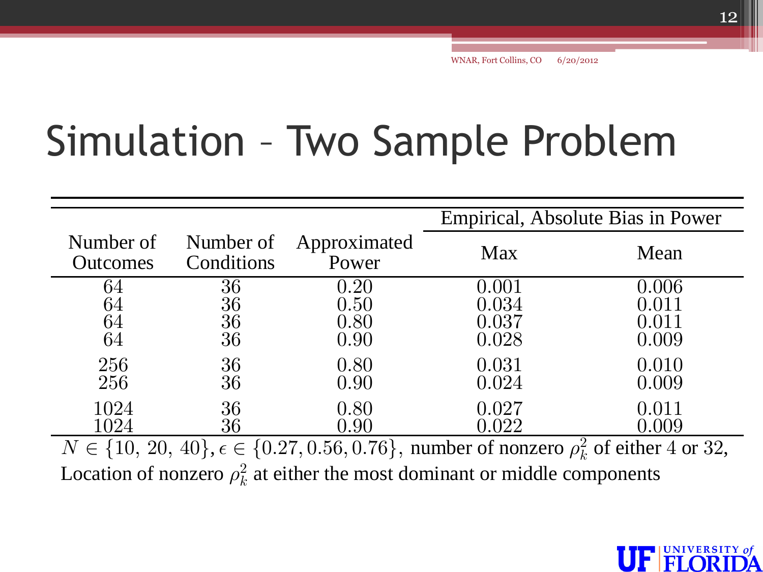# Simulation – Two Sample Problem

| Number of Outcomes | Number of Conditions | Approximated Power | Empirical, Absolute Bias in Power | |
|---|---|---|---|---|
| | | | Max | Mean |
| 64 | 36 | 0.20 | 0.001 | 0.006 |
| 64 | 36 | 0.50 | 0.034 | 0.011 |
| 64 | 36 | 0.80 | 0.037 | 0.011 |
| 64 | 36 | 0.90 | 0.028 | 0.009 |
| 256 | 36 | 0.80 | 0.031 | 0.010 |
| 256 | 36 | 0.90 | 0.024 | 0.009 |
| 1024 | 36 | 0.80 | 0.027 | 0.011 |
| 1024 | 36 | 0.90 | 0.022 | 0.009 |

$N \in \{10,\ 20,\ 40\}$, $\epsilon \in \{0.27, 0.56, 0.76\}$, number of nonzero $\rho_k^2$ of either 4 or 32, Location of nonzero $\rho_k^2$ at either the most dominant or middle components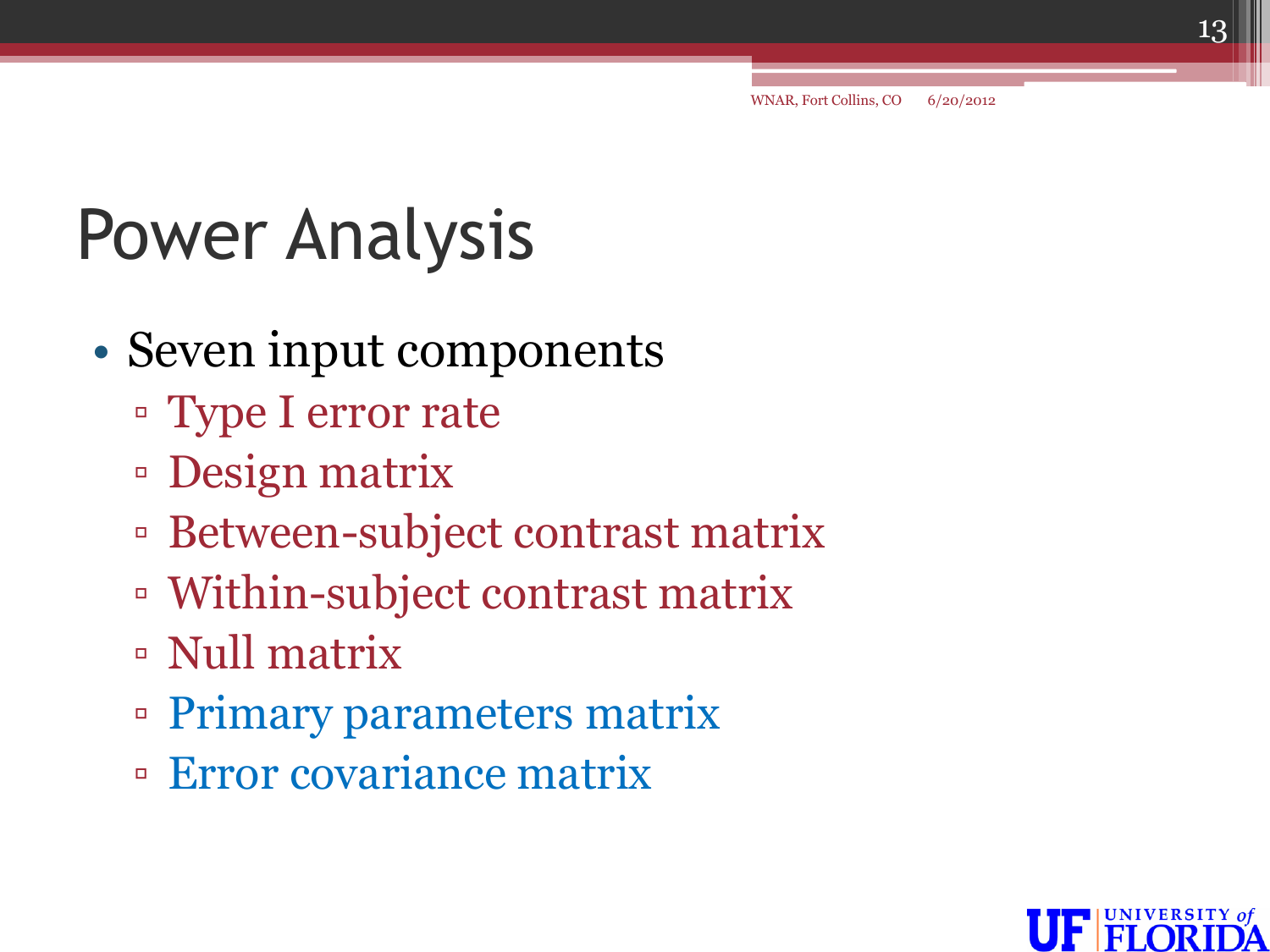# Power Analysis

- Seven input components
  - Type I error rate
  - Design matrix
  - Between-subject contrast matrix
  - Within-subject contrast matrix
  - Null matrix
  - Primary parameters matrix
  - Error covariance matrix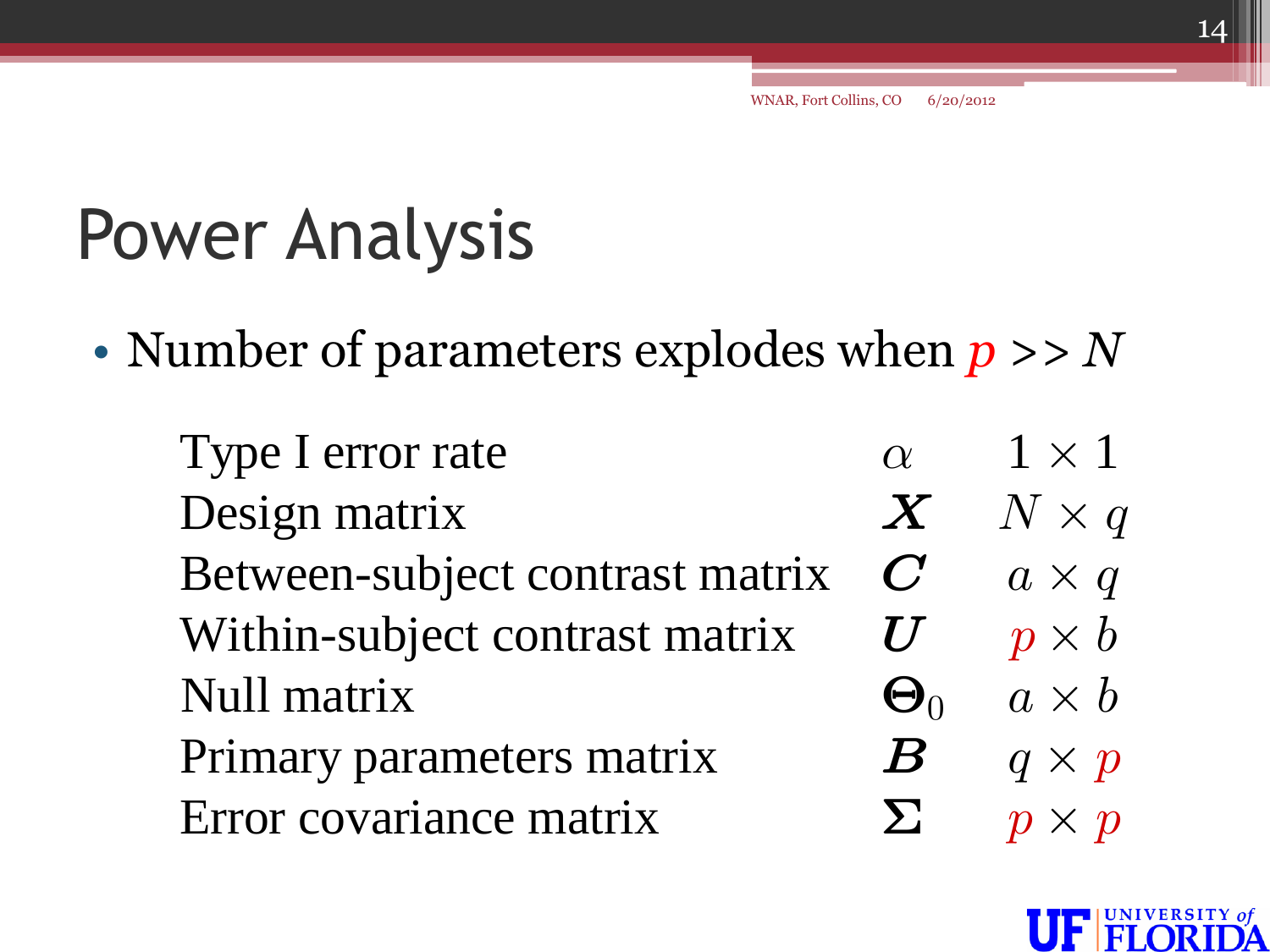# Power Analysis

- Number of parameters explodes when $p >> N$

| | | |
|---|---|---|
| Type I error rate | $\alpha$ | $1 \times 1$ |
| Design matrix | $\boldsymbol{X}$ | $N \times q$ |
| Between-subject contrast matrix | $\boldsymbol{C}$ | $a \times q$ |
| Within-subject contrast matrix | $\boldsymbol{U}$ | $p \times b$ |
| Null matrix | $\boldsymbol{\Theta}_0$ | $a \times b$ |
| Primary parameters matrix | $\boldsymbol{B}$ | $q \times p$ |
| Error covariance matrix | $\boldsymbol{\Sigma}$ | $p \times p$ |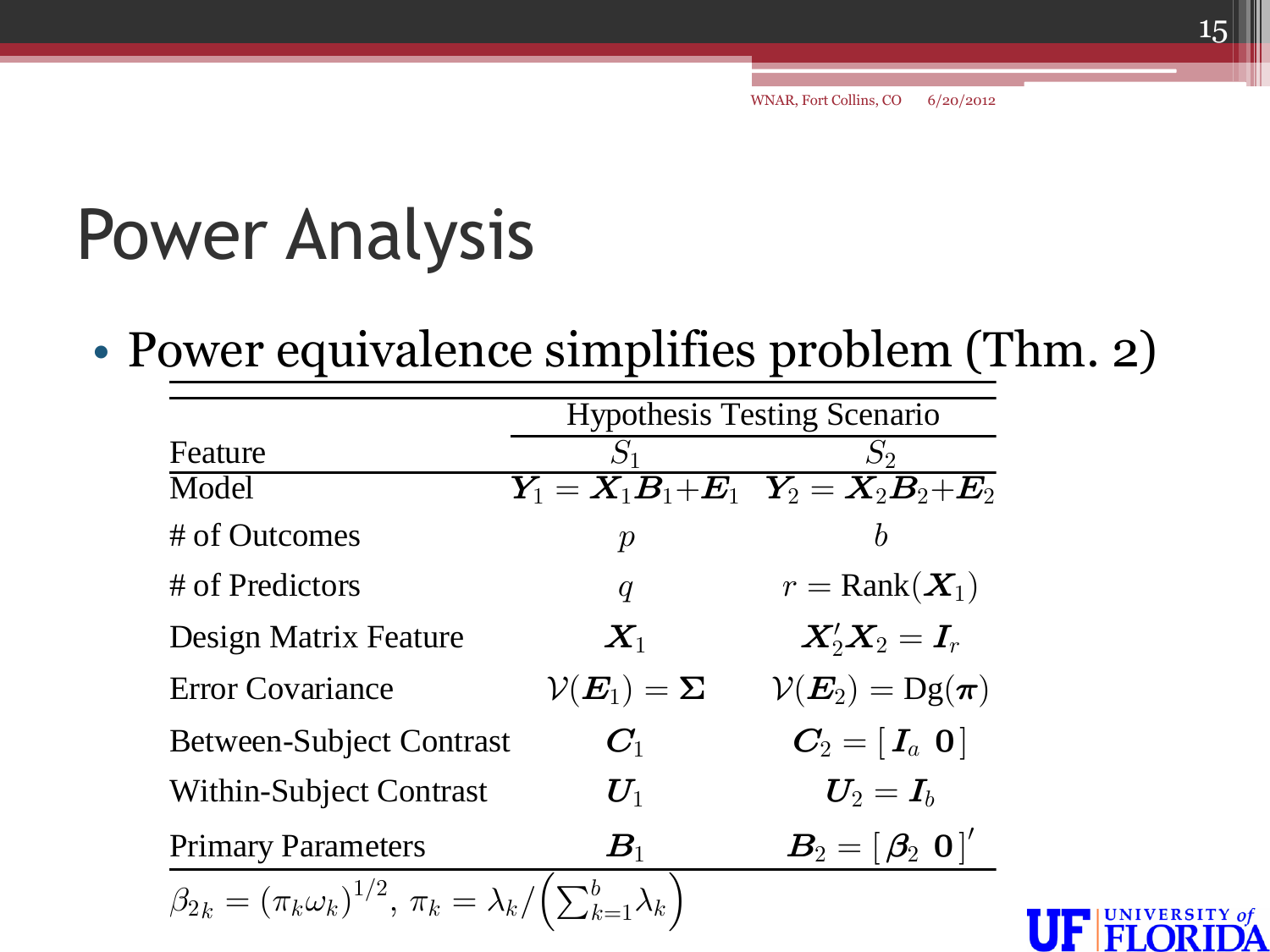# Power Analysis

- Power equivalence simplifies problem (Thm. 2)

| | Hypothesis Testing Scenario | |
|---|---|---|
| Feature | $S_1$ | $S_2$ |
| Model | $\boldsymbol{Y}_1 = \boldsymbol{X}_1\boldsymbol{B}_1 + \boldsymbol{E}_1$ | $\boldsymbol{Y}_2 = \boldsymbol{X}_2\boldsymbol{B}_2 + \boldsymbol{E}_2$ |
| # of Outcomes | $p$ | $b$ |
| # of Predictors | $q$ | $r = \text{Rank}(\boldsymbol{X}_1)$ |
| Design Matrix Feature | $\boldsymbol{X}_1$ | $\boldsymbol{X}_2'\boldsymbol{X}_2 = \boldsymbol{I}_r$ |
| Error Covariance | $\mathcal{V}(\boldsymbol{E}_1) = \boldsymbol{\Sigma}$ | $\mathcal{V}(\boldsymbol{E}_2) = \text{Dg}(\boldsymbol{\pi})$ |
| Between-Subject Contrast | $\boldsymbol{C}_1$ | $\boldsymbol{C}_2 = [\,\boldsymbol{I}_a \;\; \boldsymbol{0}\,]$ |
| Within-Subject Contrast | $\boldsymbol{U}_1$ | $\boldsymbol{U}_2 = \boldsymbol{I}_b$ |
| Primary Parameters | $\boldsymbol{B}_1$ | $\boldsymbol{B}_2 = [\,\boldsymbol{\beta}_2 \;\; \boldsymbol{0}\,]'$ |

$\beta_{2k} = (\pi_k \omega_k)^{1/2}$, $\pi_k = \lambda_k / \left(\sum_{k=1}^{b} \lambda_k\right)$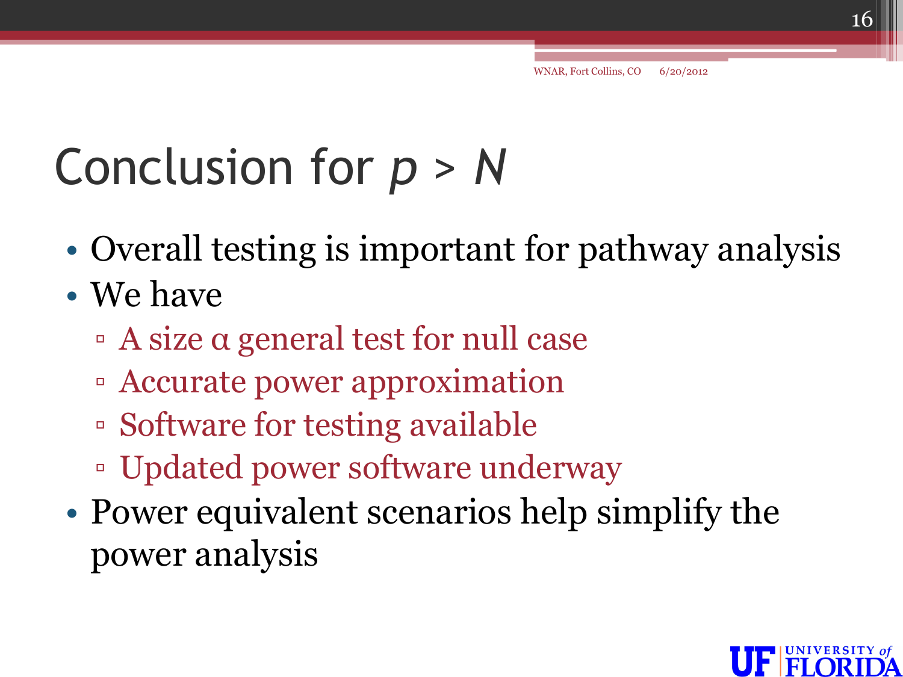# Conclusion for $p > N$

- Overall testing is important for pathway analysis
- We have
  - A size $\alpha$ general test for null case
  - Accurate power approximation
  - Software for testing available
  - Updated power software underway
- Power equivalent scenarios help simplify the power analysis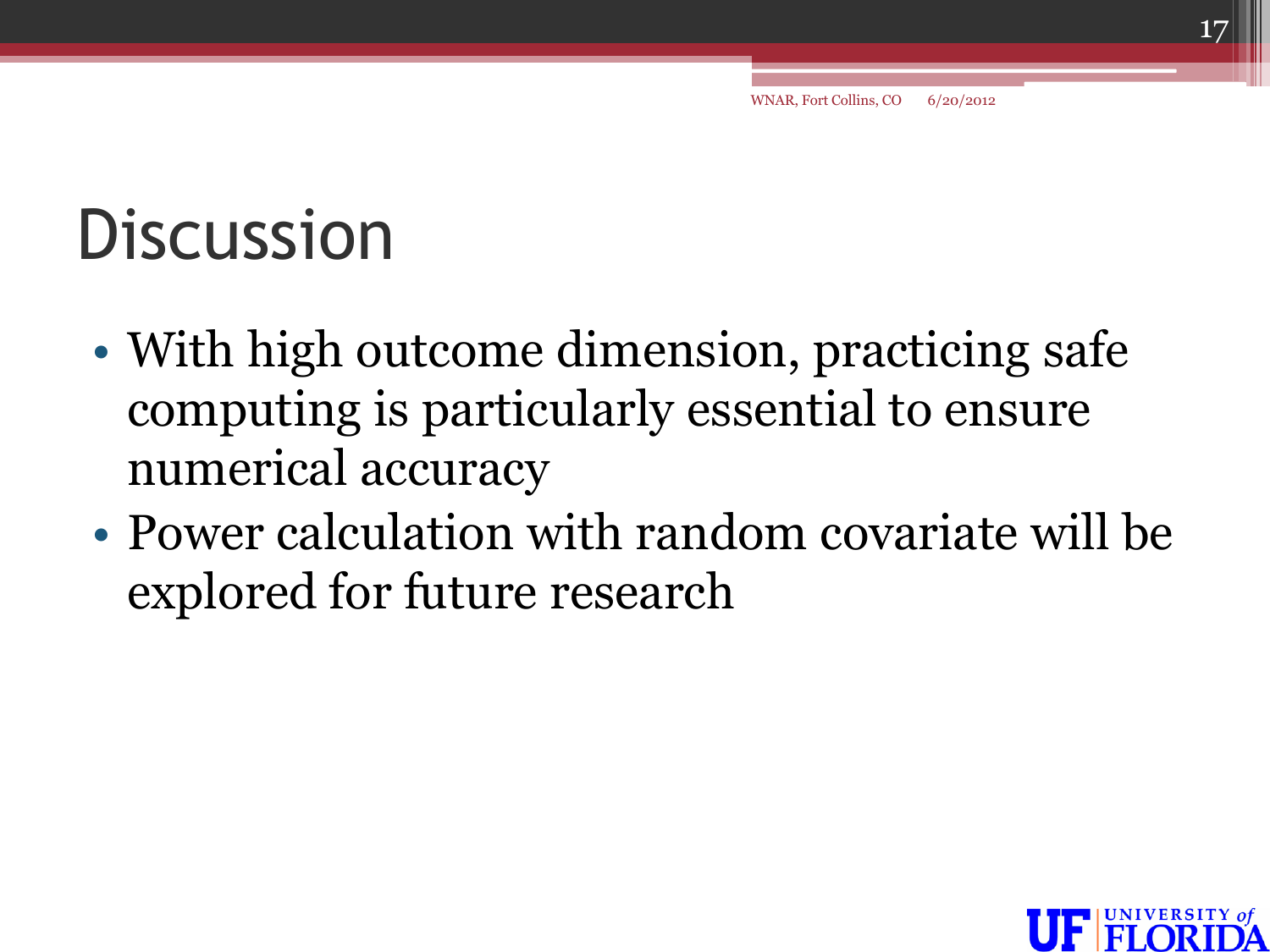# Discussion

- With high outcome dimension, practicing safe computing is particularly essential to ensure numerical accuracy
- Power calculation with random covariate will be explored for future research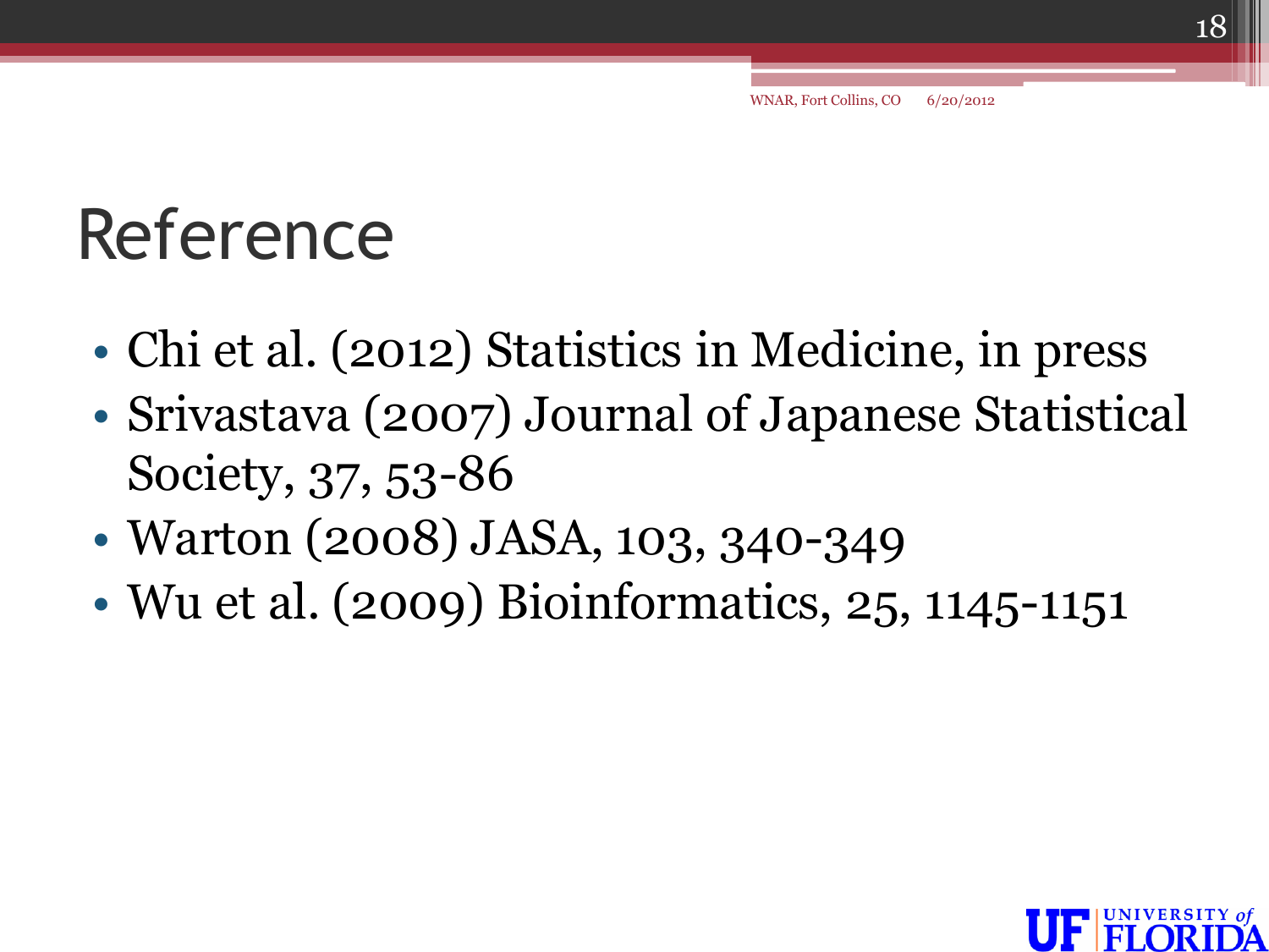# Reference

- Chi et al. (2012) Statistics in Medicine, in press
- Srivastava (2007) Journal of Japanese Statistical Society, 37, 53-86
- Warton (2008) JASA, 103, 340-349
- Wu et al. (2009) Bioinformatics, 25, 1145-1151